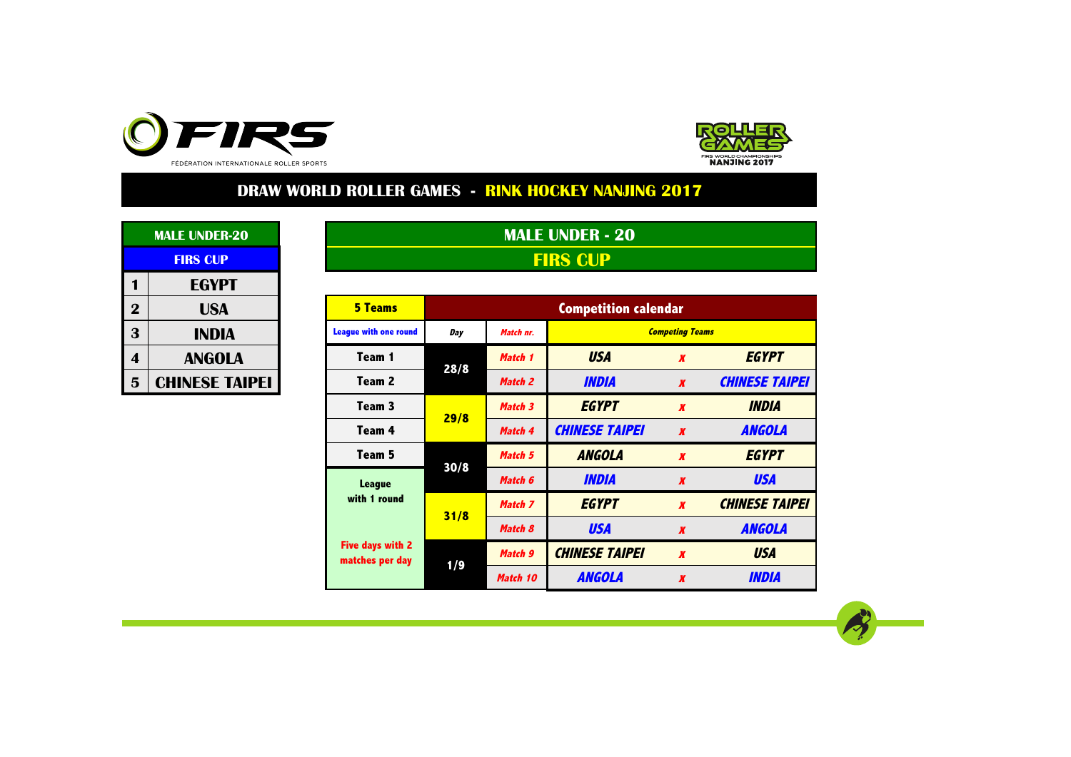# DRAW WORLD ROLLER GAMES - RINK HOCKEY NANJING 2017

| MALE UNDER-20 | |
|---|---|
| **FIRS CUP** | |
| 1 | EGYPT |
| 2 | USA |
| 3 | INDIA |
| 4 | ANGOLA |
| 5 | CHINESE TAIPEI |

## MALE UNDER - 20
## FIRS CUP

| 5 Teams | Competition calendar | | | | |
|---|---|---|---|---|---|
| League with one round | Day | Match nr. | Competing Teams | | |
| Team 1 | 28/8 | Match 1 | USA | x | EGYPT |
| Team 2 | | Match 2 | INDIA | x | CHINESE TAIPEI |
| Team 3 | 29/8 | Match 3 | EGYPT | x | INDIA |
| Team 4 | | Match 4 | CHINESE TAIPEI | x | ANGOLA |
| Team 5 | 30/8 | Match 5 | ANGOLA | x | EGYPT |
| League with 1 round | | Match 6 | INDIA | x | USA |
| | 31/8 | Match 7 | EGYPT | x | CHINESE TAIPEI |
| | | Match 8 | USA | x | ANGOLA |
| Five days with 2 matches per day | 1/9 | Match 9 | CHINESE TAIPEI | x | USA |
| | | Match 10 | ANGOLA | x | INDIA |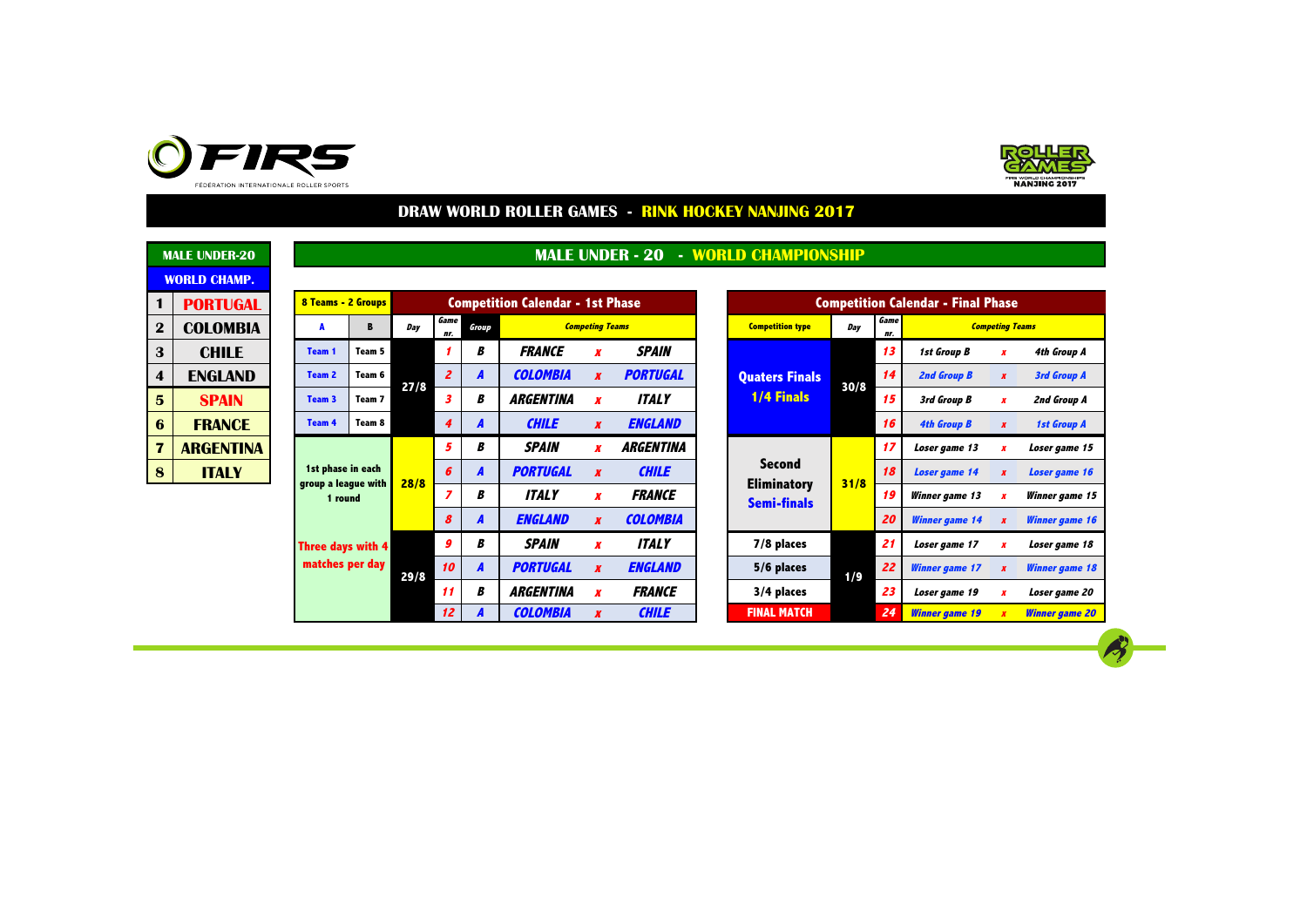FIRS
FÉDÉRATION INTERNATIONALE ROLLER SPORTS

ROLLER GAMES
FIRS WORLD CHAMPIONSHIPS
NANJING 2017

# DRAW WORLD ROLLER GAMES - RINK HOCKEY NANJING 2017

## MALE UNDER-20 WORLD CHAMP.

| | |
|---|---|
| 1 | PORTUGAL |
| 2 | COLOMBIA |
| 3 | CHILE |
| 4 | ENGLAND |
| 5 | SPAIN |
| 6 | FRANCE |
| 7 | ARGENTINA |
| 8 | ITALY |

## MALE UNDER - 20 - WORLD CHAMPIONSHIP

### Competition Calendar - 1st Phase

| A | B | Day | Game nr. | Group | Competing Teams | | |
|---|---|---|---|---|---|---|---|
| Team 1 | Team 5 | 27/8 | 1 | B | FRANCE | x | SPAIN |
| Team 2 | Team 6 | 27/8 | 2 | A | COLOMBIA | x | PORTUGAL |
| Team 3 | Team 7 | 27/8 | 3 | B | ARGENTINA | x | ITALY |
| Team 4 | Team 8 | 27/8 | 4 | A | CHILE | x | ENGLAND |
| 1st phase in each group a league with 1 round | | 28/8 | 5 | B | SPAIN | x | ARGENTINA |
| | | 28/8 | 6 | A | PORTUGAL | x | CHILE |
| | | 28/8 | 7 | B | ITALY | x | FRANCE |
| | | 28/8 | 8 | A | ENGLAND | x | COLOMBIA |
| Three days with 4 matches per day | | 29/8 | 9 | B | SPAIN | x | ITALY |
| | | 29/8 | 10 | A | PORTUGAL | x | ENGLAND |
| | | 29/8 | 11 | B | ARGENTINA | x | FRANCE |
| | | 29/8 | 12 | A | COLOMBIA | x | CHILE |

(8 Teams - 2 Groups)

### Competition Calendar - Final Phase

| Competition type | Day | Game nr. | Competing Teams | | |
|---|---|---|---|---|---|
| Quaters Finals 1/4 Finals | 30/8 | 13 | 1st Group B | x | 4th Group A |
| | 30/8 | 14 | 2nd Group B | x | 3rd Group A |
| | 30/8 | 15 | 3rd Group B | x | 2nd Group A |
| | 30/8 | 16 | 4th Group B | x | 1st Group A |
| Second Eliminatory | 31/8 | 17 | Loser game 13 | x | Loser game 15 |
| | 31/8 | 18 | Loser game 14 | x | Loser game 16 |
| Semi-finals | 31/8 | 19 | Winner game 13 | x | Winner game 15 |
| | 31/8 | 20 | Winner game 14 | x | Winner game 16 |
| 7/8 places | 1/9 | 21 | Loser game 17 | x | Loser game 18 |
| 5/6 places | 1/9 | 22 | Winner game 17 | x | Winner game 18 |
| 3/4 places | 1/9 | 23 | Loser game 19 | x | Loser game 20 |
| FINAL MATCH | 1/9 | 24 | Winner game 19 | x | Winner game 20 |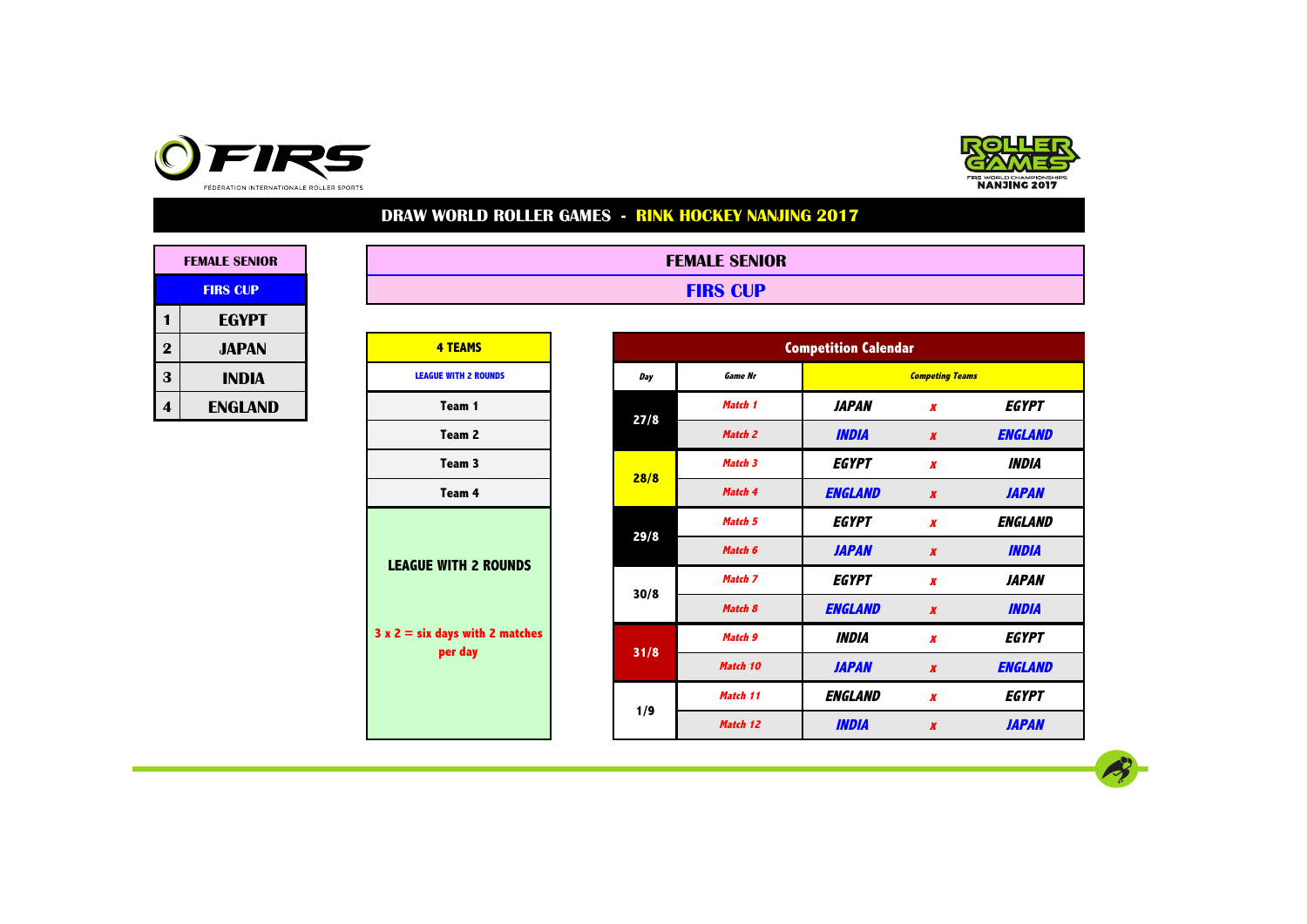# DRAW WORLD ROLLER GAMES - RINK HOCKEY NANJING 2017

| FEMALE SENIOR | |
|---|---|
| FIRS CUP | |
| 1 | EGYPT |
| 2 | JAPAN |
| 3 | INDIA |
| 4 | ENGLAND |

## FEMALE SENIOR

## FIRS CUP

| 4 TEAMS |
|---|
| LEAGUE WITH 2 ROUNDS |
| Team 1 |
| Team 2 |
| Team 3 |
| Team 4 |
| LEAGUE WITH 2 ROUNDS<br><br>3 x 2 = six days with 2 matches per day |

| Competition Calendar | | | | |
|---|---|---|---|---|
| *Day* | *Game Nr* | *Competing Teams* | | |
| 27/8 | *Match 1* | *JAPAN* | *x* | *EGYPT* |
| | *Match 2* | *INDIA* | *x* | *ENGLAND* |
| 28/8 | *Match 3* | *EGYPT* | *x* | *INDIA* |
| | *Match 4* | *ENGLAND* | *x* | *JAPAN* |
| 29/8 | *Match 5* | *EGYPT* | *x* | *ENGLAND* |
| | *Match 6* | *JAPAN* | *x* | *INDIA* |
| 30/8 | *Match 7* | *EGYPT* | *x* | *JAPAN* |
| | *Match 8* | *ENGLAND* | *x* | *INDIA* |
| 31/8 | *Match 9* | *INDIA* | *x* | *EGYPT* |
| | *Match 10* | *JAPAN* | *x* | *ENGLAND* |
| 1/9 | *Match 11* | *ENGLAND* | *x* | *EGYPT* |
| | *Match 12* | *INDIA* | *x* | *JAPAN* |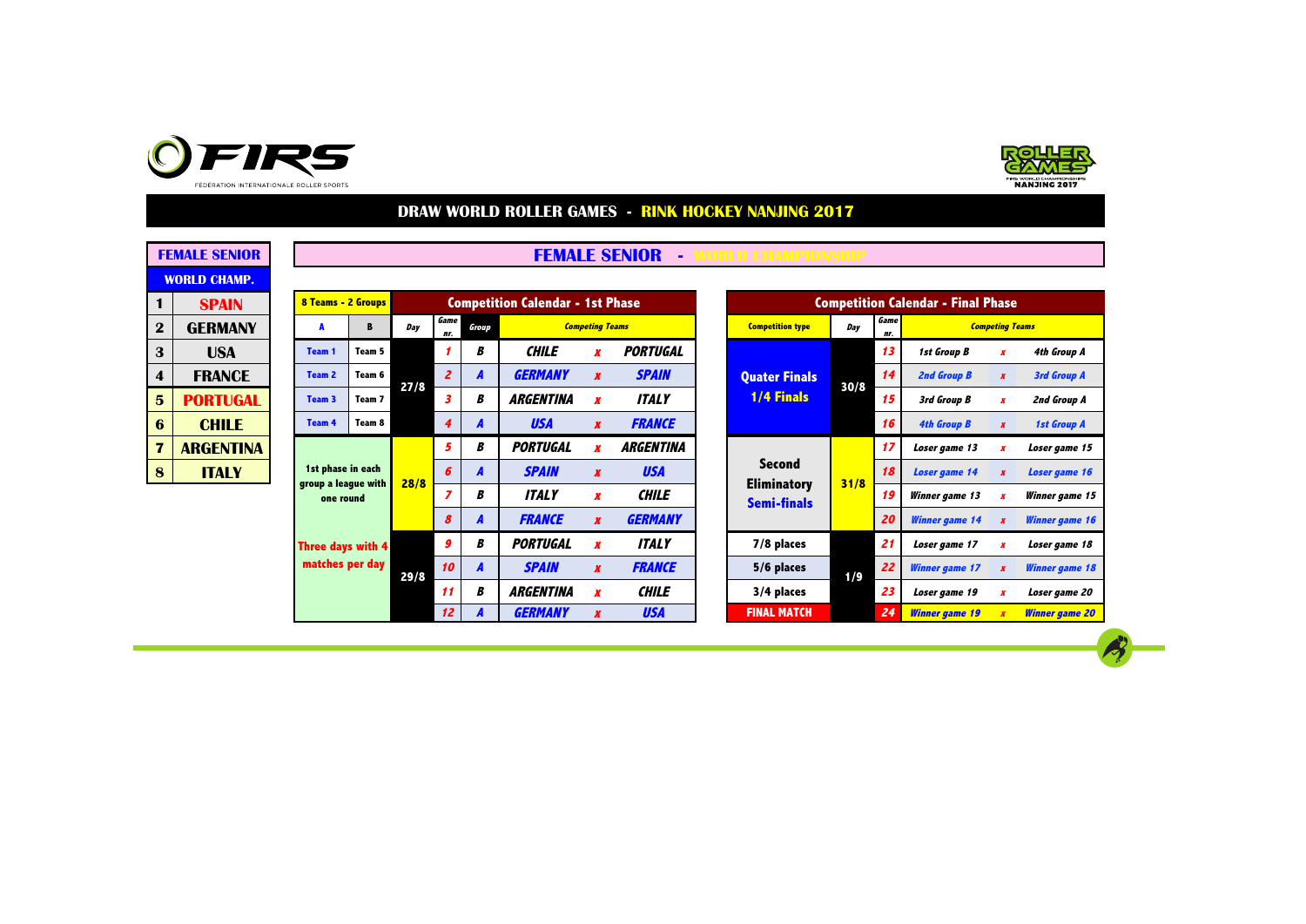FIRS
FÉDÉRATION INTERNATIONALE ROLLER SPORTS

ROLLER GAMES
FIRS WORLD CHAMPIONSHIPS
NANJING 2017

# DRAW WORLD ROLLER GAMES - RINK HOCKEY NANJING 2017

## FEMALE SENIOR - WORLD CHAMPIONSHIP

| FEMALE SENIOR | |
|---|---|
| WORLD CHAMP. | |
| 1 | SPAIN |
| 2 | GERMANY |
| 3 | USA |
| 4 | FRANCE |
| 5 | PORTUGAL |
| 6 | CHILE |
| 7 | ARGENTINA |
| 8 | ITALY |

### Competition Calendar - 1st Phase

| 8 Teams - 2 Groups | | Day | Game nr. | Group | Competing Teams | | |
|---|---|---|---|---|---|---|---|
| A | B | | | | | | |
| Team 1 | Team 5 | 27/8 | 1 | B | CHILE | x | PORTUGAL |
| Team 2 | Team 6 | | 2 | A | GERMANY | x | SPAIN |
| Team 3 | Team 7 | | 3 | B | ARGENTINA | x | ITALY |
| Team 4 | Team 8 | | 4 | A | USA | x | FRANCE |
| 1st phase in each group a league with one round | | 28/8 | 5 | B | PORTUGAL | x | ARGENTINA |
| | | | 6 | A | SPAIN | x | USA |
| | | | 7 | B | ITALY | x | CHILE |
| | | | 8 | A | FRANCE | x | GERMANY |
| Three days with 4 matches per day | | 29/8 | 9 | B | PORTUGAL | x | ITALY |
| | | | 10 | A | SPAIN | x | FRANCE |
| | | | 11 | B | ARGENTINA | x | CHILE |
| | | | 12 | A | GERMANY | x | USA |

### Competition Calendar - Final Phase

| Competition type | Day | Game nr. | Competing Teams | | |
|---|---|---|---|---|---|
| Quater Finals 1/4 Finals | 30/8 | 13 | 1st Group B | x | 4th Group A |
| | | 14 | 2nd Group B | x | 3rd Group A |
| | | 15 | 3rd Group B | x | 2nd Group A |
| | | 16 | 4th Group B | x | 1st Group A |
| Second Eliminatory Semi-finals | 31/8 | 17 | Loser game 13 | x | Loser game 15 |
| | | 18 | Loser game 14 | x | Loser game 16 |
| | | 19 | Winner game 13 | x | Winner game 15 |
| | | 20 | Winner game 14 | x | Winner game 16 |
| 7/8 places | 1/9 | 21 | Loser game 17 | x | Loser game 18 |
| 5/6 places | | 22 | Winner game 17 | x | Winner game 18 |
| 3/4 places | | 23 | Loser game 19 | x | Loser game 20 |
| FINAL MATCH | | 24 | Winner game 19 | x | Winner game 20 |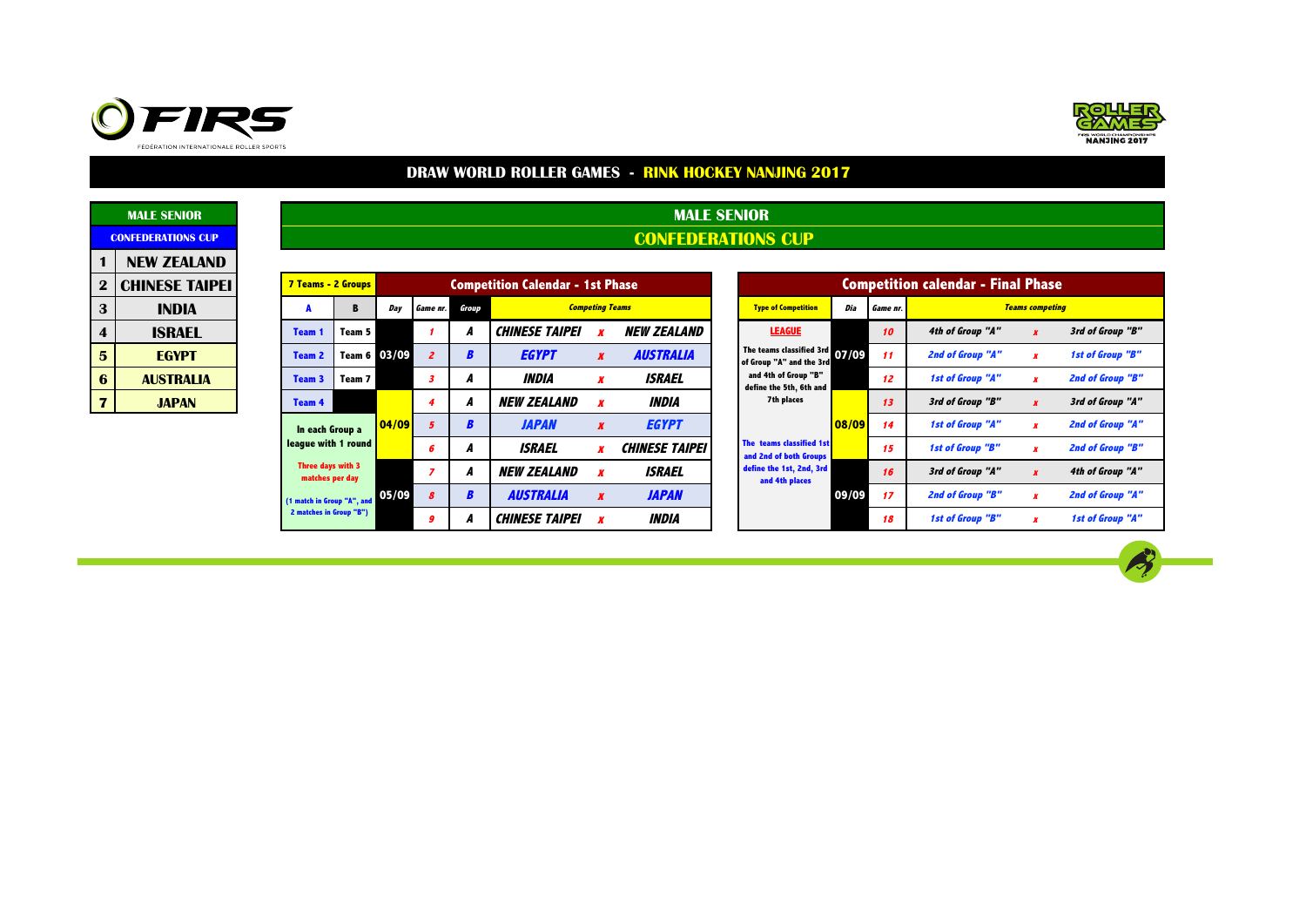## DRAW WORLD ROLLER GAMES - RINK HOCKEY NANJING 2017

| MALE SENIOR | |
|---|---|
| **CONFEDERATIONS CUP** | |
| 1 | NEW ZEALAND |
| 2 | CHINESE TAIPEI |
| 3 | INDIA |
| 4 | ISRAEL |
| 5 | EGYPT |
| 6 | AUSTRALIA |
| 7 | JAPAN |

## MALE SENIOR
## CONFEDERATIONS CUP

### Competition Calendar - 1st Phase

| 7 Teams - 2 Groups | | Day | Game nr. | Group | Competing Teams | | |
|---|---|---|---|---|---|---|---|
| **A** | **B** | | | | | | |
| Team 1 | Team 5 | 03/09 | 1 | A | CHINESE TAIPEI | x | NEW ZEALAND |
| Team 2 | Team 6 | 03/09 | 2 | B | EGYPT | x | AUSTRALIA |
| Team 3 | Team 7 | 03/09 | 3 | A | INDIA | x | ISRAEL |
| Team 4 | | 04/09 | 4 | A | NEW ZEALAND | x | INDIA |
| In each Group a league with 1 round | | 04/09 | 5 | B | JAPAN | x | EGYPT |
| | | 04/09 | 6 | A | ISRAEL | x | CHINESE TAIPEI |
| Three days with 3 matches per day | | 05/09 | 7 | A | NEW ZEALAND | x | ISRAEL |
| (1 match in Group "A", and 2 matches in Group "B") | | 05/09 | 8 | B | AUSTRALIA | x | JAPAN |
| | | 05/09 | 9 | A | CHINESE TAIPEI | x | INDIA |

### Competition calendar - Final Phase

| Type of Competition | Dia | Game nr. | Teams competing | | |
|---|---|---|---|---|---|
| **LEAGUE** – The teams classified 3rd of Group "A" and the 3rd and 4th of Group "B" define the 5th, 6th and 7th places | 07/09 | 10 | 4th of Group "A" | x | 3rd of Group "B" |
| | 07/09 | 11 | 2nd of Group "A" | x | 1st of Group "B" |
| | 07/09 | 12 | 1st of Group "A" | x | 2nd of Group "B" |
| The teams classified 1st and 2nd of both Groups define the 1st, 2nd, 3rd and 4th places | 08/09 | 13 | 3rd of Group "B" | x | 3rd of Group "A" |
| | 08/09 | 14 | 1st of Group "A" | x | 2nd of Group "A" |
| | 08/09 | 15 | 1st of Group "B" | x | 2nd of Group "B" |
| | 09/09 | 16 | 3rd of Group "A" | x | 4th of Group "A" |
| | 09/09 | 17 | 2nd of Group "B" | x | 2nd of Group "A" |
| | 09/09 | 18 | 1st of Group "B" | x | 1st of Group "A" |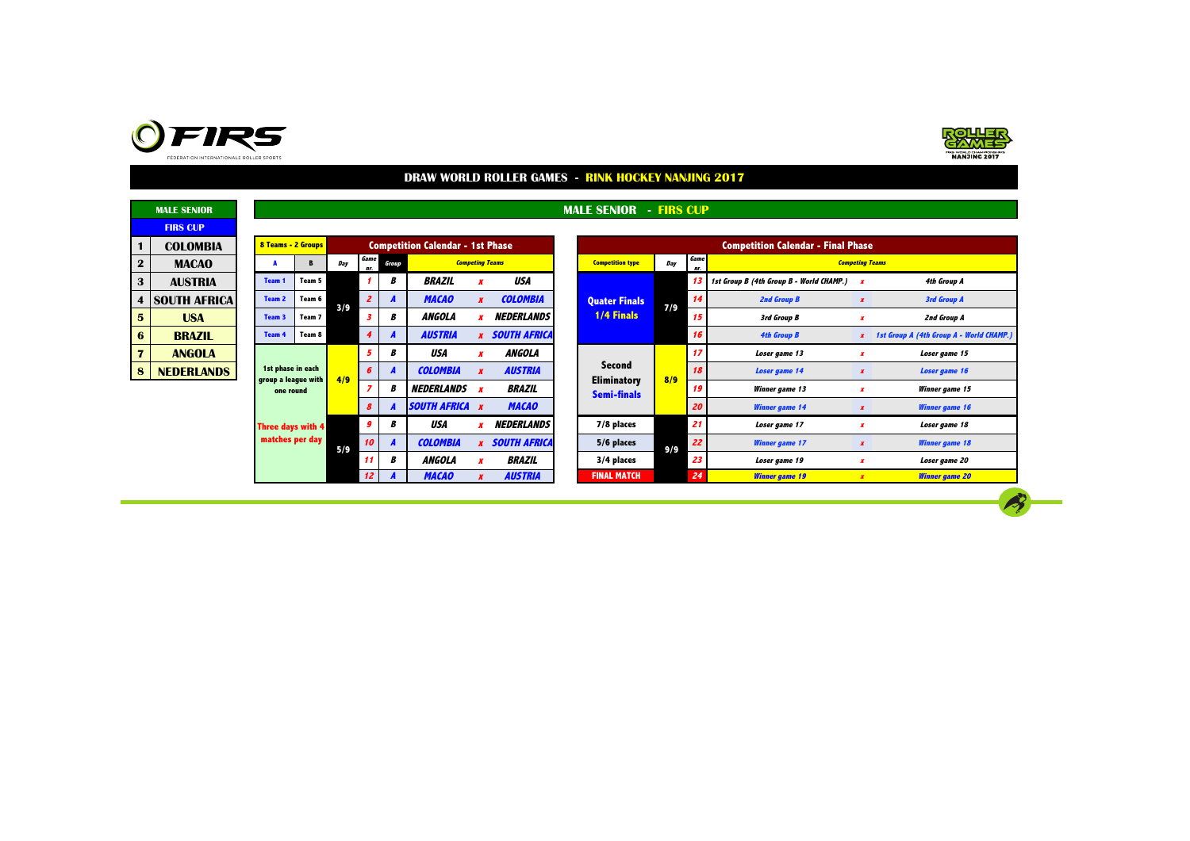FIRS
FEDERATION INTERNATIONALE ROLLER SPORTS

ROLLER GAMES FIRS WORLD CHAMPIONSHIPS NANJING 2017

# DRAW WORLD ROLLER GAMES - RINK HOCKEY NANJING 2017

## MALE SENIOR - FIRS CUP

| MALE SENIOR | |
|---|---|
| FIRS CUP | |
| 1 | COLOMBIA |
| 2 | MACAO |
| 3 | AUSTRIA |
| 4 | SOUTH AFRICA |
| 5 | USA |
| 6 | BRAZIL |
| 7 | ANGOLA |
| 8 | NEDERLANDS |

### Competition Calendar - 1st Phase

| 8 Teams - 2 Groups | | Day | Game nr. | Group | Competing Teams | | |
|---|---|---|---|---|---|---|---|
| A | B | | | | | | |
| Team 1 | Team 5 | 3/9 | 1 | B | BRAZIL | x | USA |
| Team 2 | Team 6 | | 2 | A | MACAO | x | COLOMBIA |
| Team 3 | Team 7 | | 3 | B | ANGOLA | x | NEDERLANDS |
| Team 4 | Team 8 | | 4 | A | AUSTRIA | x | SOUTH AFRICA |
| 1st phase in each group a league with one round | | 4/9 | 5 | B | USA | x | ANGOLA |
| | | | 6 | A | COLOMBIA | x | AUSTRIA |
| | | | 7 | B | NEDERLANDS | x | BRAZIL |
| | | | 8 | A | SOUTH AFRICA | x | MACAO |
| Three days with 4 matches per day | | 5/9 | 9 | B | USA | x | NEDERLANDS |
| | | | 10 | A | COLOMBIA | x | SOUTH AFRICA |
| | | | 11 | B | ANGOLA | x | BRAZIL |
| | | | 12 | A | MACAO | x | AUSTRIA |

### Competition Calendar - Final Phase

| Competition type | Day | Game nr. | Competing Teams | | |
|---|---|---|---|---|---|
| Quater Finals 1/4 Finals | 7/9 | 13 | 1st Group B (4th Group B - World CHAMP.) | x | 4th Group A |
| | | 14 | 2nd Group B | x | 3rd Group A |
| | | 15 | 3rd Group B | x | 2nd Group A |
| | | 16 | 4th Group B | x | 1st Group A (4th Group A - World CHAMP.) |
| Second Eliminatory Semi-finals | 8/9 | 17 | Loser game 13 | x | Loser game 15 |
| | | 18 | Loser game 14 | x | Loser game 16 |
| | | 19 | Winner game 13 | x | Winner game 15 |
| | | 20 | Winner game 14 | x | Winner game 16 |
| 7/8 places | 9/9 | 21 | Loser game 17 | x | Loser game 18 |
| 5/6 places | | 22 | Winner game 17 | x | Winner game 18 |
| 3/4 places | | 23 | Loser game 19 | x | Loser game 20 |
| FINAL MATCH | | 24 | Winner game 19 | x | Winner game 20 |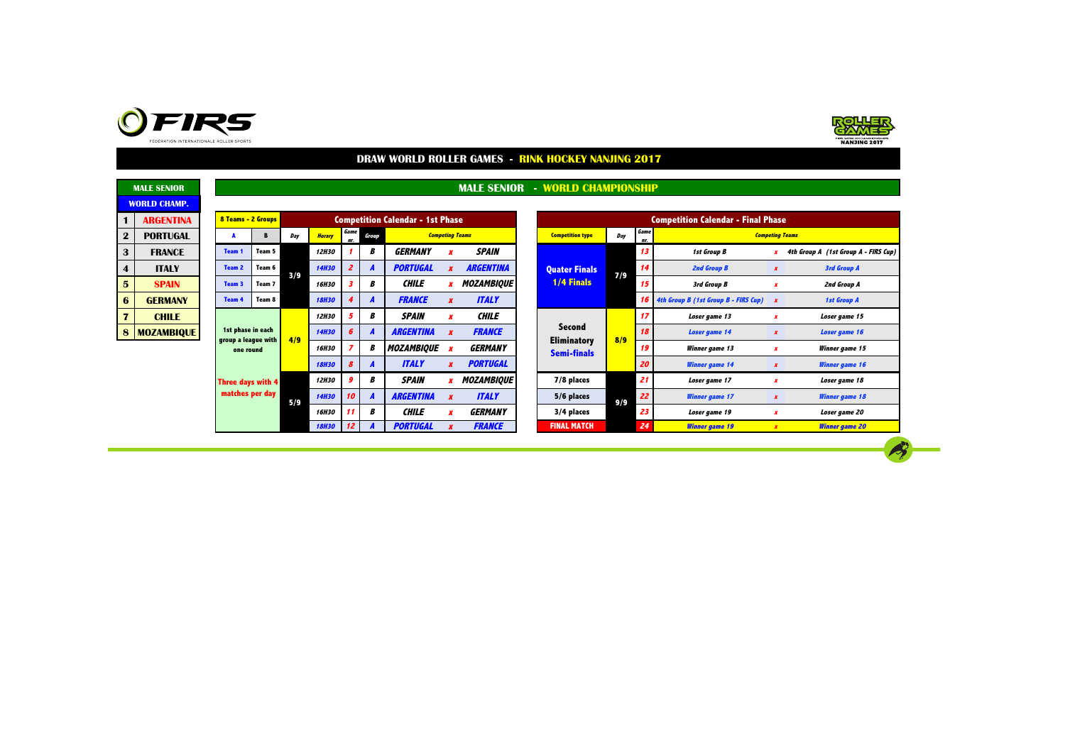# DRAW WORLD ROLLER GAMES - RINK HOCKEY NANJING 2017

## MALE SENIOR - WORLD CHAMPIONSHIP

| MALE SENIOR WORLD CHAMP. | |
|---|---|
| 1 | ARGENTINA |
| 2 | PORTUGAL |
| 3 | FRANCE |
| 4 | ITALY |
| 5 | SPAIN |
| 6 | GERMANY |
| 7 | CHILE |
| 8 | MOZAMBIQUE |

**8 Teams - 2 Groups**

| A | B |
|---|---|
| Team 1 | Team 5 |
| Team 2 | Team 6 |
| Team 3 | Team 7 |
| Team 4 | Team 8 |

1st phase in each group a league with one round

Three days with 4 matches per day

### Competition Calendar - 1st Phase

| Day | Horary | Game nr. | Group | Competing Teams | | |
|---|---|---|---|---|---|---|
| 3/9 | 12H30 | 1 | B | GERMANY | x | SPAIN |
| | 14H30 | 2 | A | PORTUGAL | x | ARGENTINA |
| | 16H30 | 3 | B | CHILE | x | MOZAMBIQUE |
| | 18H30 | 4 | A | FRANCE | x | ITALY |
| 4/9 | 12H30 | 5 | B | SPAIN | x | CHILE |
| | 14H30 | 6 | A | ARGENTINA | x | FRANCE |
| | 16H30 | 7 | B | MOZAMBIQUE | x | GERMANY |
| | 18H30 | 8 | A | ITALY | x | PORTUGAL |
| 5/9 | 12H30 | 9 | B | SPAIN | x | MOZAMBIQUE |
| | 14H30 | 10 | A | ARGENTINA | x | ITALY |
| | 16H30 | 11 | B | CHILE | x | GERMANY |
| | 18H30 | 12 | A | PORTUGAL | x | FRANCE |

### Competition Calendar - Final Phase

| Competition type | Day | Game nr. | Competing Teams | | |
|---|---|---|---|---|---|
| Quater Finals 1/4 Finals | 7/9 | 13 | 1st Group B | x | 4th Group A (1st Group A - FIRS Cup) |
| | | 14 | 2nd Group B | x | 3rd Group A |
| | | 15 | 3rd Group B | x | 2nd Group A |
| | | 16 | 4th Group B (1st Group B - FIRS Cup) | x | 1st Group A |
| Second Eliminatory Semi-finals | 8/9 | 17 | Loser game 13 | x | Loser game 15 |
| | | 18 | Loser game 14 | x | Loser game 16 |
| | | 19 | Winner game 13 | x | Winner game 15 |
| | | 20 | Winner game 14 | x | Winner game 16 |
| 7/8 places | 9/9 | 21 | Loser game 17 | x | Loser game 18 |
| 5/6 places | | 22 | Winner game 17 | x | Winner game 18 |
| 3/4 places | | 23 | Loser game 19 | x | Loser game 20 |
| FINAL MATCH | | 24 | Winner game 19 | x | Winner game 20 |